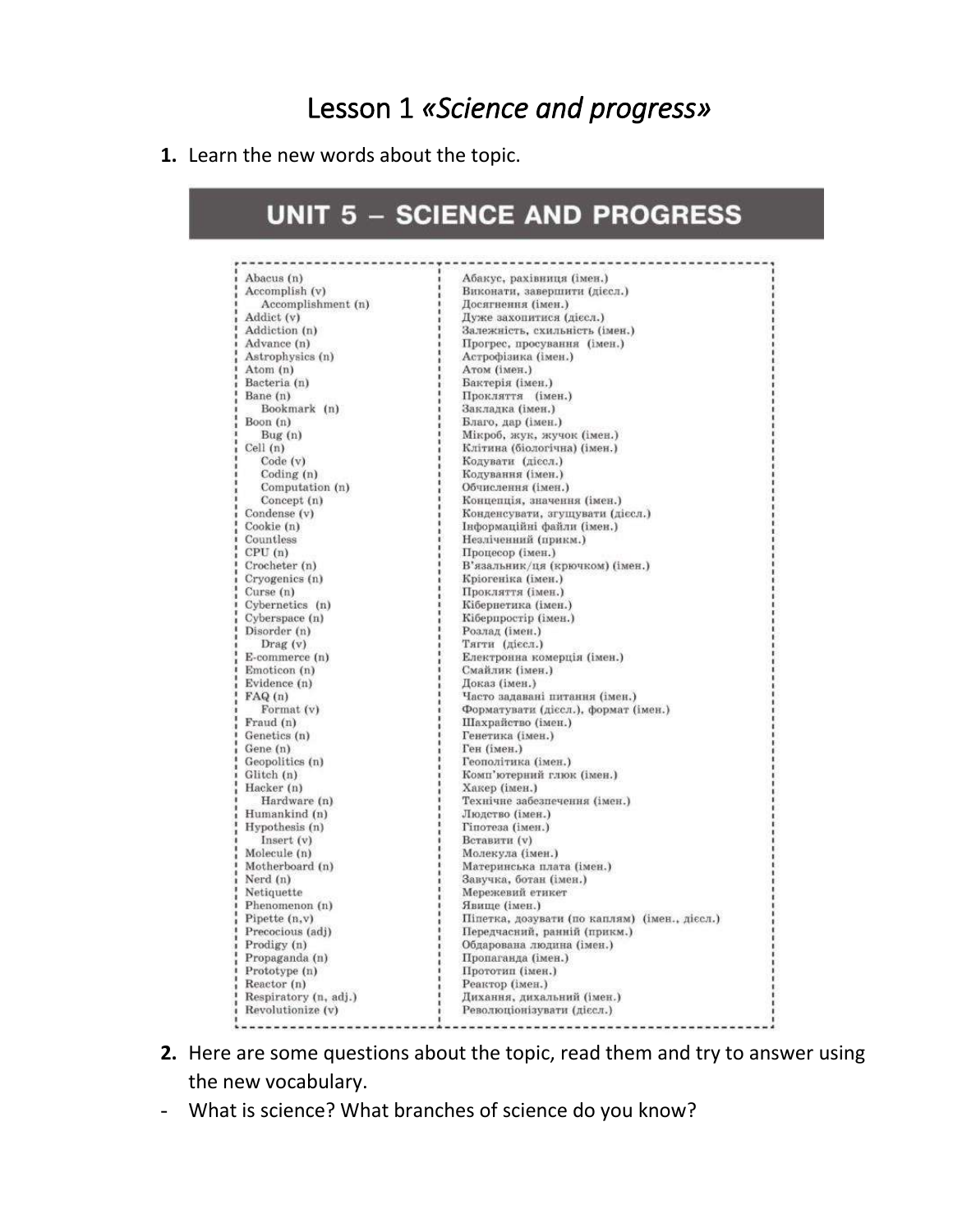# Lesson 1 *«Science and progress»*

**1.** Learn the new words about the topic.

## UNIT 5 – SCIENCE AND PROGRESS

| | |
|---|---|
| Abacus (n) | Абакус, рахівниця (імен.) |
| Accomplish (v) | Виконати, завершити (дієсл.) |
| Accomplishment (n) | Досягнення (імен.) |
| Addict (v) | Дуже захопитися (дієсл.) |
| Addiction (n) | Залежність, схильність (імен.) |
| Advance (n) | Прогрес, просування (імен.) |
| Astrophysics (n) | Астрофізика (імен.) |
| Atom (n) | Атом (імен.) |
| Bacteria (n) | Бактерія (імен.) |
| Bane (n) | Прокляття (імен.) |
| Bookmark (n) | Закладка (імен.) |
| Boon (n) | Благо, дар (імен.) |
| Bug (n) | Мікроб, жук, жучок (імен.) |
| Cell (n) | Клітина (біологічна) (імен.) |
| Code (v) | Кодувати (дієсл.) |
| Coding (n) | Кодування (імен.) |
| Computation (n) | Обчислення (імен.) |
| Concept (n) | Концепція, значення (імен.) |
| Condense (v) | Конденсувати, згущувати (дієсл.) |
| Cookie (n) | Інформаційні файли (імен.) |
| Countless | Незліченний (прикм.) |
| CPU (n) | Процесор (імен.) |
| Crocheter (n) | В'язальник/ця (крючком) (імен.) |
| Cryogenics (n) | Кріогеніка (імен.) |
| Curse (n) | Прокляття (імен.) |
| Cybernetics (n) | Кібернетика (імен.) |
| Cyberspace (n) | Кіберпростір (імен.) |
| Disorder (n) | Розлад (імен.) |
| Drag (v) | Тягти (дієсл.) |
| E-commerce (n) | Електронна комерція (імен.) |
| Emoticon (n) | Смайлик (імен.) |
| Evidence (n) | Доказ (імен.) |
| FAQ (n) | Часто задавані питання (імен.) |
| Format (v) | Форматувати (дієсл.), формат (імен.) |
| Fraud (n) | Шахрайство (імен.) |
| Genetics (n) | Генетика (імен.) |
| Gene (n) | Ген (імен.) |
| Geopolitics (n) | Геополітика (імен.) |
| Glitch (n) | Комп'ютерний глюк (імен.) |
| Hacker (n) | Хакер (імен.) |
| Hardware (n) | Технічне забезпечення (імен.) |
| Humankind (n) | Людство (імен.) |
| Hypothesis (n) | Гіпотеза (імен.) |
| Insert (v) | Вставити (v) |
| Molecule (n) | Молекула (імен.) |
| Motherboard (n) | Материнська плата (імен.) |
| Nerd (n) | Зaвучка, ботан (імен.) |
| Netiquette | Мережевий етикет |
| Phenomenon (n) | Явище (імен.) |
| Pipette (n,v) | Піпетка, дозувати (по каплям) (імен., дієсл.) |
| Precocious (adj) | Передчасний, ранній (прикм.) |
| Prodigy (n) | Обдарована людина (імен.) |
| Propaganda (n) | Пропаганда (імен.) |
| Prototype (n) | Прототип (імен.) |
| Reactor (n) | Реактор (імен.) |
| Respiratory (n, adj.) | Дихання, дихальний (імен.) |
| Revolutionize (v) | Революціонізувати (дієсл.) |

**2.** Here are some questions about the topic, read them and try to answer using the new vocabulary.

- What is science? What branches of science do you know?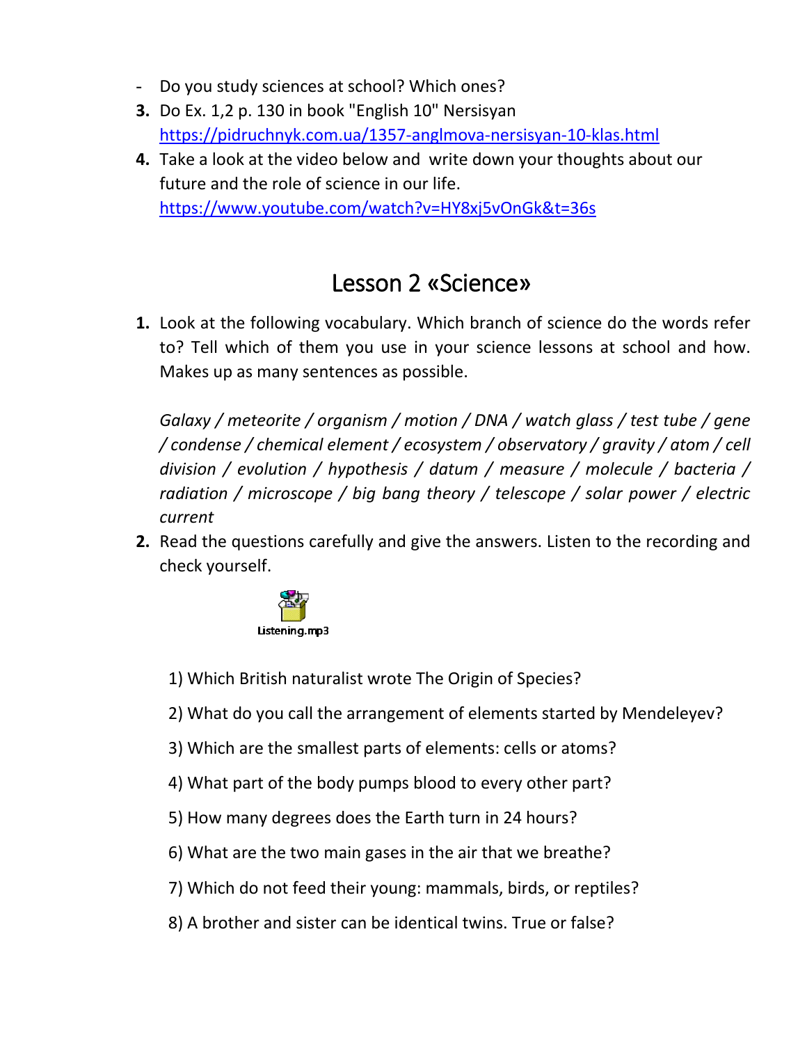- Do you study sciences at school? Which ones?

3. Do Ex. 1,2 p. 130 in book "English 10" Nersisyan https://pidruchnyk.com.ua/1357-anglmova-nersisyan-10-klas.html
4. Take a look at the video below and write down your thoughts about our future and the role of science in our life. https://www.youtube.com/watch?v=HY8xj5vOnGk&t=36s

## Lesson 2 «Science»

1. Look at the following vocabulary. Which branch of science do the words refer to? Tell which of them you use in your science lessons at school and how. Makes up as many sentences as possible.

   *Galaxy / meteorite / organism / motion / DNA / watch glass / test tube / gene / condense / chemical element / ecosystem / observatory / gravity / atom / cell division / evolution / hypothesis / datum / measure / molecule / bacteria / radiation / microscope / big bang theory / telescope / solar power / electric current*

2. Read the questions carefully and give the answers. Listen to the recording and check yourself.

   Listening.mp3

   1) Which British naturalist wrote The Origin of Species?
   2) What do you call the arrangement of elements started by Mendeleyev?
   3) Which are the smallest parts of elements: cells or atoms?
   4) What part of the body pumps blood to every other part?
   5) How many degrees does the Earth turn in 24 hours?
   6) What are the two main gases in the air that we breathe?
   7) Which do not feed their young: mammals, birds, or reptiles?
   8) A brother and sister can be identical twins. True or false?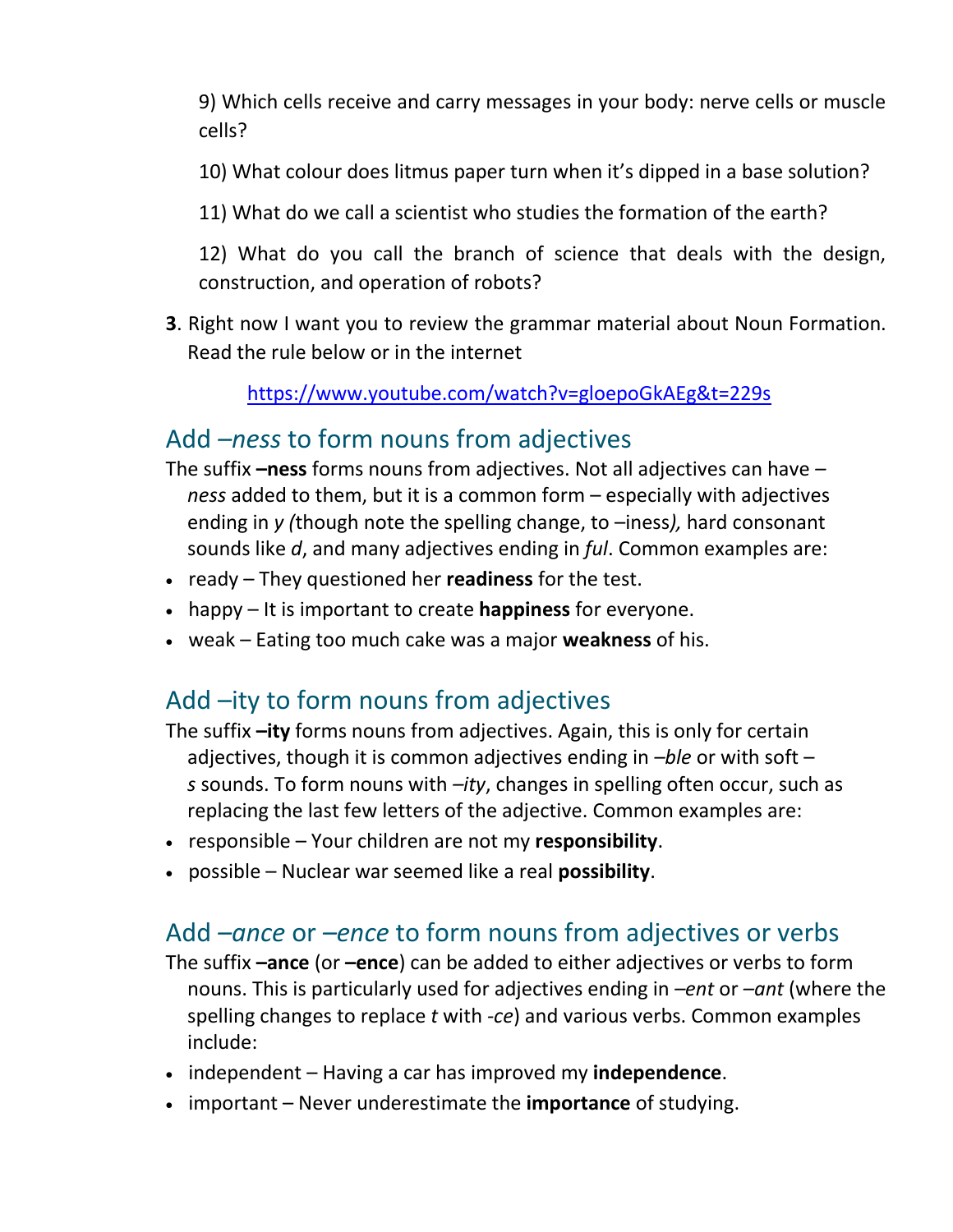9) Which cells receive and carry messages in your body: nerve cells or muscle cells?

10) What colour does litmus paper turn when it's dipped in a base solution?

11) What do we call a scientist who studies the formation of the earth?

12) What do you call the branch of science that deals with the design, construction, and operation of robots?

**3**. Right now I want you to review the grammar material about Noun Formation. Read the rule below or in the internet

https://www.youtube.com/watch?v=gloepoGkAEg&t=229s

## Add *–ness* to form nouns from adjectives

The suffix **–ness** forms nouns from adjectives. Not all adjectives can have –*ness* added to them, but it is a common form – especially with adjectives ending in *y (*though note the spelling change, to –iness*),* hard consonant sounds like *d*, and many adjectives ending in *ful*. Common examples are:

- ready – They questioned her **readiness** for the test.
- happy – It is important to create **happiness** for everyone.
- weak – Eating too much cake was a major **weakness** of his.

## Add –ity to form nouns from adjectives

The suffix **–ity** forms nouns from adjectives. Again, this is only for certain adjectives, though it is common adjectives ending in *–ble* or with soft –*s* sounds. To form nouns with *–ity*, changes in spelling often occur, such as replacing the last few letters of the adjective. Common examples are:

- responsible – Your children are not my **responsibility**.
- possible – Nuclear war seemed like a real **possibility**.

## Add *–ance* or *–ence* to form nouns from adjectives or verbs

The suffix **–ance** (or **–ence**) can be added to either adjectives or verbs to form nouns. This is particularly used for adjectives ending in *–ent* or *–ant* (where the spelling changes to replace *t* with *-ce*) and various verbs. Common examples include:

- independent – Having a car has improved my **independence**.
- important – Never underestimate the **importance** of studying.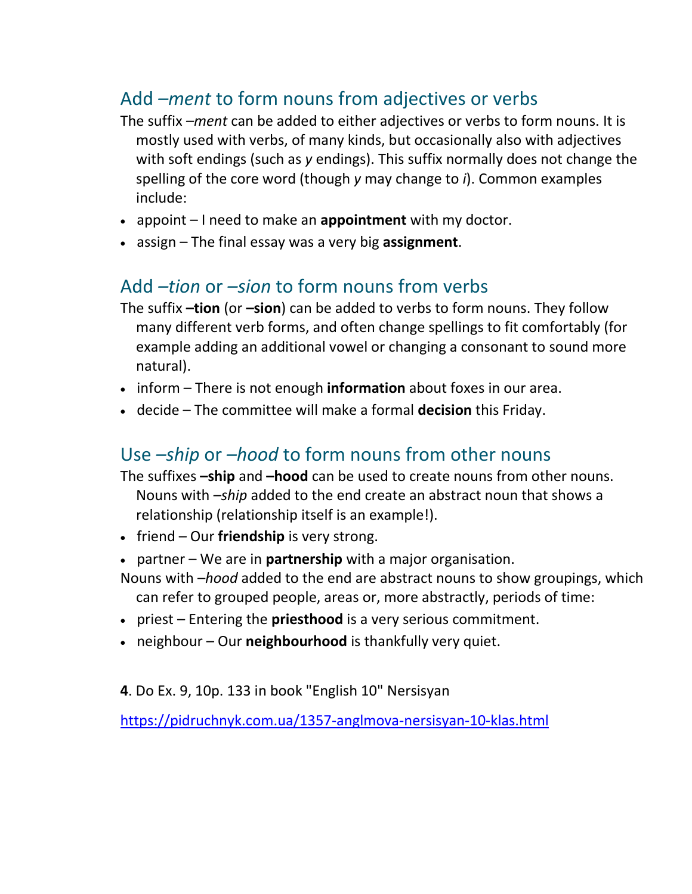## Add *–ment* to form nouns from adjectives or verbs

The suffix *–ment* can be added to either adjectives or verbs to form nouns. It is mostly used with verbs, of many kinds, but occasionally also with adjectives with soft endings (such as *y* endings). This suffix normally does not change the spelling of the core word (though *y* may change to *i*). Common examples include:

- appoint – I need to make an **appointment** with my doctor.
- assign – The final essay was a very big **assignment**.

## Add *–tion* or *–sion* to form nouns from verbs

The suffix **–tion** (or **–sion**) can be added to verbs to form nouns. They follow many different verb forms, and often change spellings to fit comfortably (for example adding an additional vowel or changing a consonant to sound more natural).

- inform – There is not enough **information** about foxes in our area.
- decide – The committee will make a formal **decision** this Friday.

## Use *–ship* or *–hood* to form nouns from other nouns

The suffixes **–ship** and **–hood** can be used to create nouns from other nouns. Nouns with *–ship* added to the end create an abstract noun that shows a relationship (relationship itself is an example!).

- friend – Our **friendship** is very strong.
- partner – We are in **partnership** with a major organisation.

Nouns with *–hood* added to the end are abstract nouns to show groupings, which can refer to grouped people, areas or, more abstractly, periods of time:

- priest – Entering the **priesthood** is a very serious commitment.
- neighbour – Our **neighbourhood** is thankfully very quiet.

**4**. Do Ex. 9, 10p. 133 in book "English 10" Nersisyan

https://pidruchnyk.com.ua/1357-anglmova-nersisyan-10-klas.html